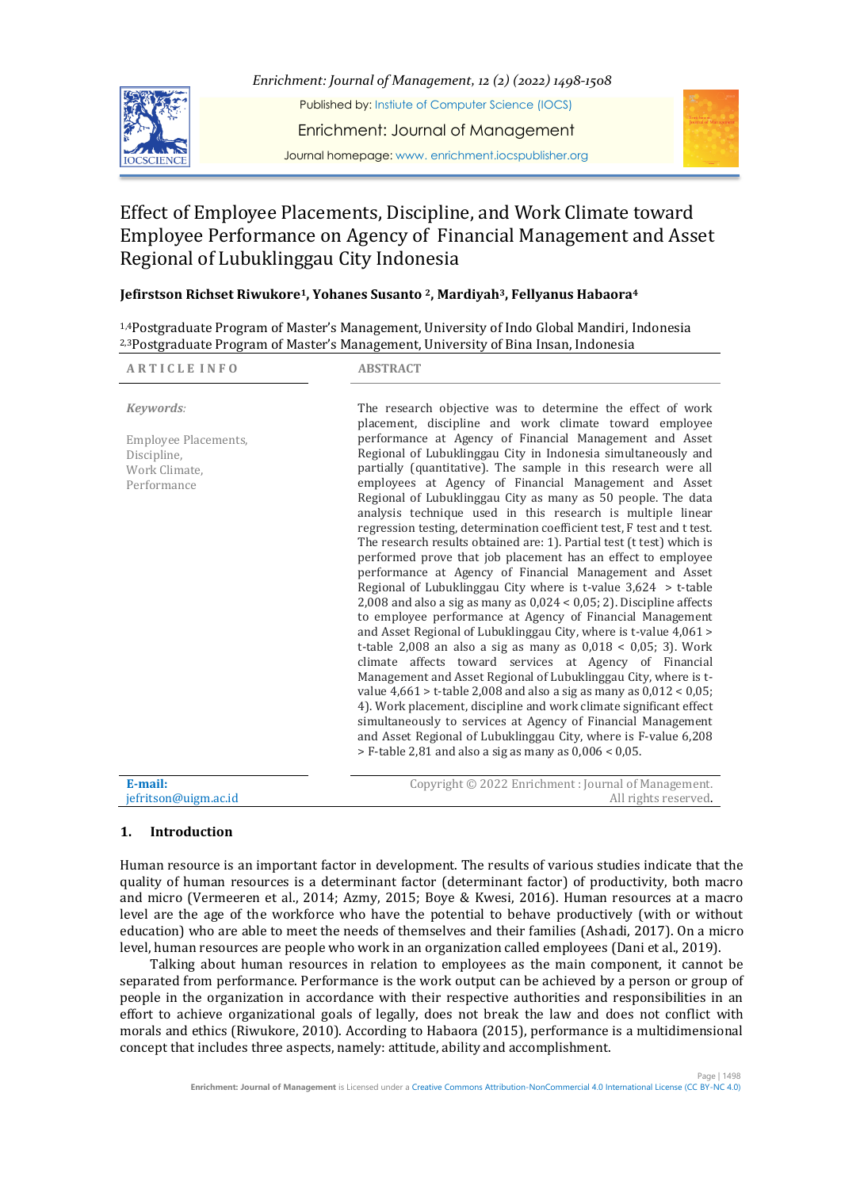# Effect of Employee Placements, Discipline, and Work Climate toward Employee Performance on Agency of Financial Management and Asset Regional of Lubuklinggau City Indonesia

**Jefirstson Richset Riwukore[1], Yohanes Susanto [2], Mardiyah[3], Fellyanus Habaora[4]**

[1,4]Postgraduate Program of Master's Management, University of Indo Global Mandiri, Indonesia
[2,3]Postgraduate Program of Master's Management, University of Bina Insan, Indonesia

| ARTICLE INFO | ABSTRACT |
|---|---|
| *Keywords:* Employee Placements, Discipline, Work Climate, Performance | The research objective was to determine the effect of work placement, discipline and work climate toward employee performance at Agency of Financial Management and Asset Regional of Lubuklinggau City in Indonesia simultaneously and partially (quantitative). The sample in this research were all employees at Agency of Financial Management and Asset Regional of Lubuklinggau City as many as 50 people. The data analysis technique used in this research is multiple linear regression testing, determination coefficient test, F test and t test. The research results obtained are: 1). Partial test (t test) which is performed prove that job placement has an effect to employee performance at Agency of Financial Management and Asset Regional of Lubuklinggau City where is t-value 3,624 > t-table 2,008 and also a sig as many as 0,024 < 0,05; 2). Discipline affects to employee performance at Agency of Financial Management and Asset Regional of Lubuklinggau City, where is t-value 4,061 > t-table 2,008 an also a sig as many as 0,018 < 0,05; 3). Work climate affects toward services at Agency of Financial Management and Asset Regional of Lubuklinggau City, where is t-value 4,661 > t-table 2,008 and also a sig as many as 0,012 < 0,05; 4). Work placement, discipline and work climate significant effect simultaneously to services at Agency of Financial Management and Asset Regional of Lubuklinggau City, where is F-value 6,208 > F-table 2,81 and also a sig as many as 0,006 < 0,05. |
| **E-mail:** jefritson@uigm.ac.id | Copyright © 2022 Enrichment : Journal of Management. All rights reserved. |

## 1. Introduction

Human resource is an important factor in development. The results of various studies indicate that the quality of human resources is a determinant factor (determinant factor) of productivity, both macro and micro (Vermeeren et al., 2014; Azmy, 2015; Boye & Kwesi, 2016). Human resources at a macro level are the age of the workforce who have the potential to behave productively (with or without education) who are able to meet the needs of themselves and their families (Ashadi, 2017). On a micro level, human resources are people who work in an organization called employees (Dani et al., 2019).

Talking about human resources in relation to employees as the main component, it cannot be separated from performance. Performance is the work output can be achieved by a person or group of people in the organization in accordance with their respective authorities and responsibilities in an effort to achieve organizational goals of legally, does not break the law and does not conflict with morals and ethics (Riwukore, 2010). According to Habaora (2015), performance is a multidimensional concept that includes three aspects, namely: attitude, ability and accomplishment.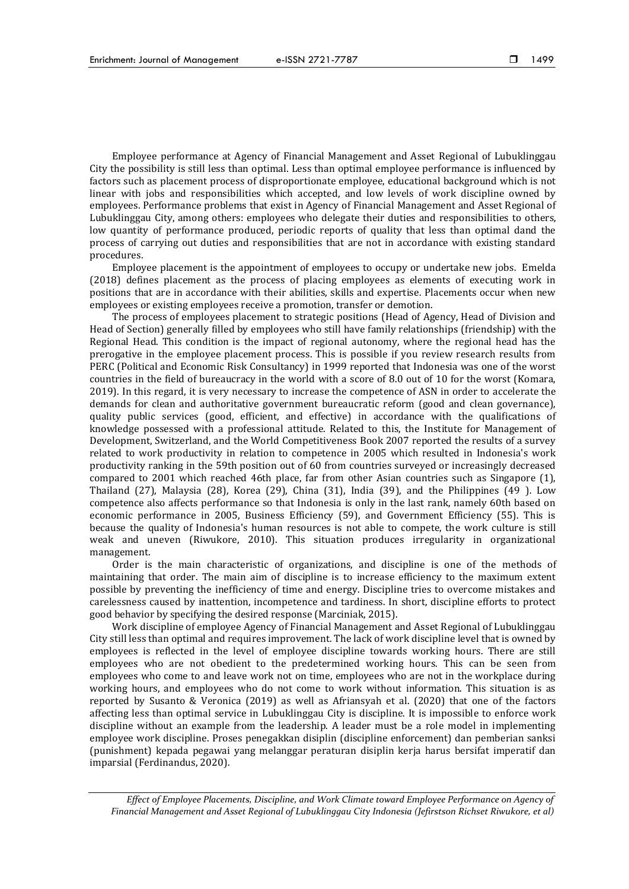Employee performance at Agency of Financial Management and Asset Regional of Lubuklinggau City the possibility is still less than optimal. Less than optimal employee performance is influenced by factors such as placement process of disproportionate employee, educational background which is not linear with jobs and responsibilities which accepted, and low levels of work discipline owned by employees. Performance problems that exist in Agency of Financial Management and Asset Regional of Lubuklinggau City, among others: employees who delegate their duties and responsibilities to others, low quantity of performance produced, periodic reports of quality that less than optimal dand the process of carrying out duties and responsibilities that are not in accordance with existing standard procedures.

Employee placement is the appointment of employees to occupy or undertake new jobs. Emelda (2018) defines placement as the process of placing employees as elements of executing work in positions that are in accordance with their abilities, skills and expertise. Placements occur when new employees or existing employees receive a promotion, transfer or demotion.

The process of employees placement to strategic positions (Head of Agency, Head of Division and Head of Section) generally filled by employees who still have family relationships (friendship) with the Regional Head. This condition is the impact of regional autonomy, where the regional head has the prerogative in the employee placement process. This is possible if you review research results from PERC (Political and Economic Risk Consultancy) in 1999 reported that Indonesia was one of the worst countries in the field of bureaucracy in the world with a score of 8.0 out of 10 for the worst (Komara, 2019). In this regard, it is very necessary to increase the competence of ASN in order to accelerate the demands for clean and authoritative government bureaucratic reform (good and clean governance), quality public services (good, efficient, and effective) in accordance with the qualifications of knowledge possessed with a professional attitude. Related to this, the Institute for Management of Development, Switzerland, and the World Competitiveness Book 2007 reported the results of a survey related to work productivity in relation to competence in 2005 which resulted in Indonesia's work productivity ranking in the 59th position out of 60 from countries surveyed or increasingly decreased compared to 2001 which reached 46th place, far from other Asian countries such as Singapore (1), Thailand (27), Malaysia (28), Korea (29), China (31), India (39), and the Philippines (49 ). Low competence also affects performance so that Indonesia is only in the last rank, namely 60th based on economic performance in 2005, Business Efficiency (59), and Government Efficiency (55). This is because the quality of Indonesia's human resources is not able to compete, the work culture is still weak and uneven (Riwukore, 2010). This situation produces irregularity in organizational management.

Order is the main characteristic of organizations, and discipline is one of the methods of maintaining that order. The main aim of discipline is to increase efficiency to the maximum extent possible by preventing the inefficiency of time and energy. Discipline tries to overcome mistakes and carelessness caused by inattention, incompetence and tardiness. In short, discipline efforts to protect good behavior by specifying the desired response (Marciniak, 2015).

Work discipline of employee Agency of Financial Management and Asset Regional of Lubuklinggau City still less than optimal and requires improvement. The lack of work discipline level that is owned by employees is reflected in the level of employee discipline towards working hours. There are still employees who are not obedient to the predetermined working hours. This can be seen from employees who come to and leave work not on time, employees who are not in the workplace during working hours, and employees who do not come to work without information. This situation is as reported by Susanto & Veronica (2019) as well as Afriansyah et al. (2020) that one of the factors affecting less than optimal service in Lubuklinggau City is discipline. It is impossible to enforce work discipline without an example from the leadership. A leader must be a role model in implementing employee work discipline. Proses penegakkan disiplin (discipline enforcement) dan pemberian sanksi (punishment) kepada pegawai yang melanggar peraturan disiplin kerja harus bersifat imperatif dan imparsial (Ferdinandus, 2020).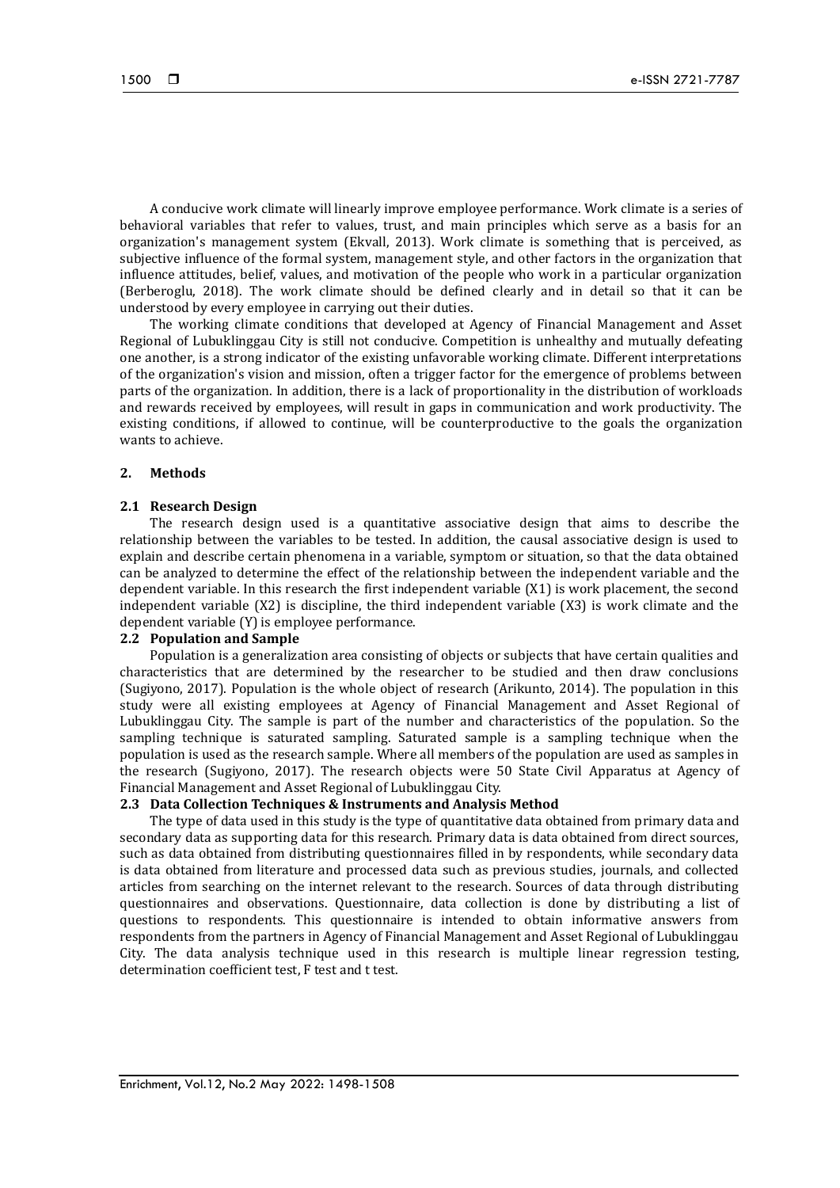A conducive work climate will linearly improve employee performance. Work climate is a series of behavioral variables that refer to values, trust, and main principles which serve as a basis for an organization's management system (Ekvall, 2013). Work climate is something that is perceived, as subjective influence of the formal system, management style, and other factors in the organization that influence attitudes, belief, values, and motivation of the people who work in a particular organization (Berberoglu, 2018). The work climate should be defined clearly and in detail so that it can be understood by every employee in carrying out their duties.

The working climate conditions that developed at Agency of Financial Management and Asset Regional of Lubuklinggau City is still not conducive. Competition is unhealthy and mutually defeating one another, is a strong indicator of the existing unfavorable working climate. Different interpretations of the organization's vision and mission, often a trigger factor for the emergence of problems between parts of the organization. In addition, there is a lack of proportionality in the distribution of workloads and rewards received by employees, will result in gaps in communication and work productivity. The existing conditions, if allowed to continue, will be counterproductive to the goals the organization wants to achieve.

## 2. Methods

### 2.1 Research Design

The research design used is a quantitative associative design that aims to describe the relationship between the variables to be tested. In addition, the causal associative design is used to explain and describe certain phenomena in a variable, symptom or situation, so that the data obtained can be analyzed to determine the effect of the relationship between the independent variable and the dependent variable. In this research the first independent variable (X1) is work placement, the second independent variable (X2) is discipline, the third independent variable (X3) is work climate and the dependent variable (Y) is employee performance.

### 2.2 Population and Sample

Population is a generalization area consisting of objects or subjects that have certain qualities and characteristics that are determined by the researcher to be studied and then draw conclusions (Sugiyono, 2017). Population is the whole object of research (Arikunto, 2014). The population in this study were all existing employees at Agency of Financial Management and Asset Regional of Lubuklinggau City. The sample is part of the number and characteristics of the population. So the sampling technique is saturated sampling. Saturated sample is a sampling technique when the population is used as the research sample. Where all members of the population are used as samples in the research (Sugiyono, 2017). The research objects were 50 State Civil Apparatus at Agency of Financial Management and Asset Regional of Lubuklinggau City.

### 2.3 Data Collection Techniques & Instruments and Analysis Method

The type of data used in this study is the type of quantitative data obtained from primary data and secondary data as supporting data for this research. Primary data is data obtained from direct sources, such as data obtained from distributing questionnaires filled in by respondents, while secondary data is data obtained from literature and processed data such as previous studies, journals, and collected articles from searching on the internet relevant to the research. Sources of data through distributing questionnaires and observations. Questionnaire, data collection is done by distributing a list of questions to respondents. This questionnaire is intended to obtain informative answers from respondents from the partners in Agency of Financial Management and Asset Regional of Lubuklinggau City. The data analysis technique used in this research is multiple linear regression testing, determination coefficient test, F test and t test.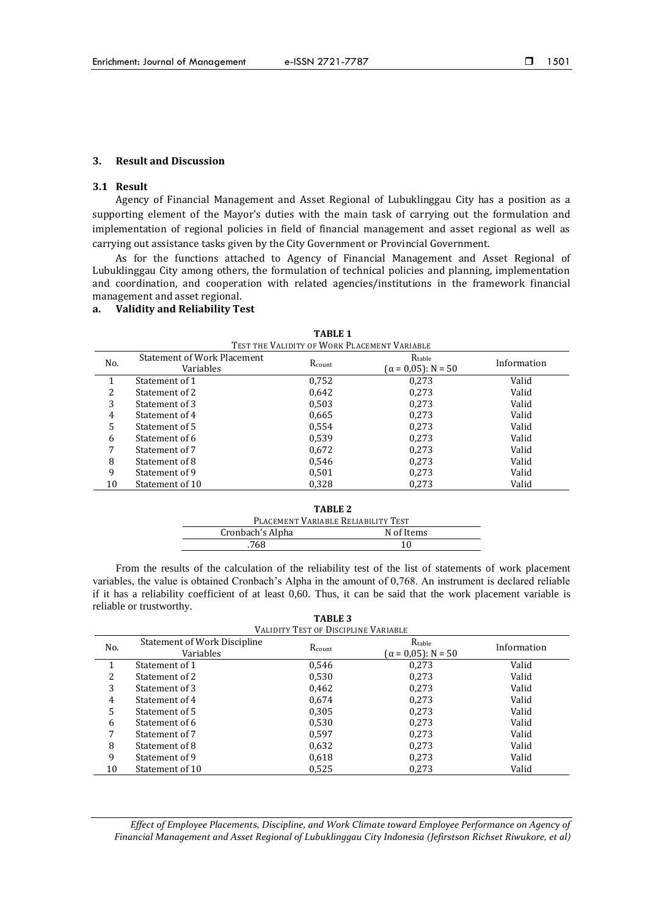## 3. Result and Discussion

### 3.1 Result

Agency of Financial Management and Asset Regional of Lubuklinggau City has a position as a supporting element of the Mayor's duties with the main task of carrying out the formulation and implementation of regional policies in field of financial management and asset regional as well as carrying out assistance tasks given by the City Government or Provincial Government.

As for the functions attached to Agency of Financial Management and Asset Regional of Lubuklinggau City among others, the formulation of technical policies and planning, implementation and coordination, and cooperation with related agencies/institutions in the framework financial management and asset regional.

**a. Validity and Reliability Test**

**TABLE 1**
TEST THE VALIDITY OF WORK PLACEMENT VARIABLE

| No. | Statement of Work Placement Variables | $R_{count}$ | $R_{table}$ ($\alpha$ = 0,05): N = 50 | Information |
|---|---|---|---|---|
| 1 | Statement of 1 | 0,752 | 0,273 | Valid |
| 2 | Statement of 2 | 0,642 | 0,273 | Valid |
| 3 | Statement of 3 | 0,503 | 0,273 | Valid |
| 4 | Statement of 4 | 0,665 | 0,273 | Valid |
| 5 | Statement of 5 | 0,554 | 0,273 | Valid |
| 6 | Statement of 6 | 0,539 | 0,273 | Valid |
| 7 | Statement of 7 | 0,672 | 0,273 | Valid |
| 8 | Statement of 8 | 0,546 | 0,273 | Valid |
| 9 | Statement of 9 | 0,501 | 0,273 | Valid |
| 10 | Statement of 10 | 0,328 | 0,273 | Valid |

**TABLE 2**
PLACEMENT VARIABLE RELIABILITY TEST

| Cronbach's Alpha | N of Items |
|---|---|
| .768 | 10 |

From the results of the calculation of the reliability test of the list of statements of work placement variables, the value is obtained Cronbach's Alpha in the amount of 0,768. An instrument is declared reliable if it has a reliability coefficient of at least 0,60. Thus, it can be said that the work placement variable is reliable or trustworthy.

**TABLE 3**
VALIDITY TEST OF DISCIPLINE VARIABLE

| No. | Statement of Work Discipline Variables | $R_{count}$ | $R_{table}$ ($\alpha$ = 0,05): N = 50 | Information |
|---|---|---|---|---|
| 1 | Statement of 1 | 0,546 | 0,273 | Valid |
| 2 | Statement of 2 | 0,530 | 0,273 | Valid |
| 3 | Statement of 3 | 0,462 | 0,273 | Valid |
| 4 | Statement of 4 | 0,674 | 0,273 | Valid |
| 5 | Statement of 5 | 0,305 | 0,273 | Valid |
| 6 | Statement of 6 | 0,530 | 0,273 | Valid |
| 7 | Statement of 7 | 0,597 | 0,273 | Valid |
| 8 | Statement of 8 | 0,632 | 0,273 | Valid |
| 9 | Statement of 9 | 0,618 | 0,273 | Valid |
| 10 | Statement of 10 | 0,525 | 0,273 | Valid |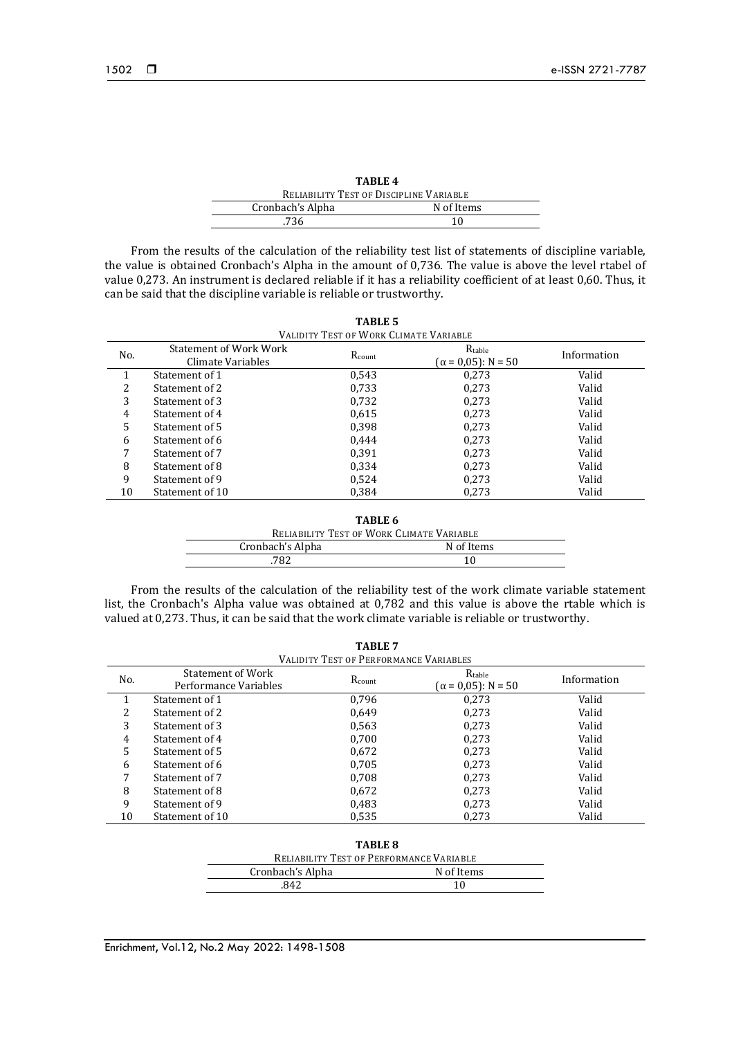**TABLE 4**

RELIABILITY TEST OF DISCIPLINE VARIABLE

| Cronbach's Alpha | N of Items |
|---|---|
| .736 | 10 |

From the results of the calculation of the reliability test list of statements of discipline variable, the value is obtained Cronbach's Alpha in the amount of 0,736. The value is above the level rtabel of value 0,273. An instrument is declared reliable if it has a reliability coefficient of at least 0,60. Thus, it can be said that the discipline variable is reliable or trustworthy.

**TABLE 5**

VALIDITY TEST OF WORK CLIMATE VARIABLE

| No. | Statement of Work Work Climate Variables | $R_{count}$ | $R_{table}$ ($\alpha$ = 0,05): N = 50 | Information |
|---|---|---|---|---|
| 1 | Statement of 1 | 0,543 | 0,273 | Valid |
| 2 | Statement of 2 | 0,733 | 0,273 | Valid |
| 3 | Statement of 3 | 0,732 | 0,273 | Valid |
| 4 | Statement of 4 | 0,615 | 0,273 | Valid |
| 5 | Statement of 5 | 0,398 | 0,273 | Valid |
| 6 | Statement of 6 | 0,444 | 0,273 | Valid |
| 7 | Statement of 7 | 0,391 | 0,273 | Valid |
| 8 | Statement of 8 | 0,334 | 0,273 | Valid |
| 9 | Statement of 9 | 0,524 | 0,273 | Valid |
| 10 | Statement of 10 | 0,384 | 0,273 | Valid |

**TABLE 6**

RELIABILITY TEST OF WORK CLIMATE VARIABLE

| Cronbach's Alpha | N of Items |
|---|---|
| .782 | 10 |

From the results of the calculation of the reliability test of the work climate variable statement list, the Cronbach's Alpha value was obtained at 0,782 and this value is above the rtable which is valued at 0,273. Thus, it can be said that the work climate variable is reliable or trustworthy.

**TABLE 7**

VALIDITY TEST OF PERFORMANCE VARIABLES

| No. | Statement of Work Performance Variables | $R_{count}$ | $R_{table}$ ($\alpha$ = 0,05): N = 50 | Information |
|---|---|---|---|---|
| 1 | Statement of 1 | 0,796 | 0,273 | Valid |
| 2 | Statement of 2 | 0,649 | 0,273 | Valid |
| 3 | Statement of 3 | 0,563 | 0,273 | Valid |
| 4 | Statement of 4 | 0,700 | 0,273 | Valid |
| 5 | Statement of 5 | 0,672 | 0,273 | Valid |
| 6 | Statement of 6 | 0,705 | 0,273 | Valid |
| 7 | Statement of 7 | 0,708 | 0,273 | Valid |
| 8 | Statement of 8 | 0,672 | 0,273 | Valid |
| 9 | Statement of 9 | 0,483 | 0,273 | Valid |
| 10 | Statement of 10 | 0,535 | 0,273 | Valid |

**TABLE 8**

RELIABILITY TEST OF PERFORMANCE VARIABLE

| Cronbach's Alpha | N of Items |
|---|---|
| .842 | 10 |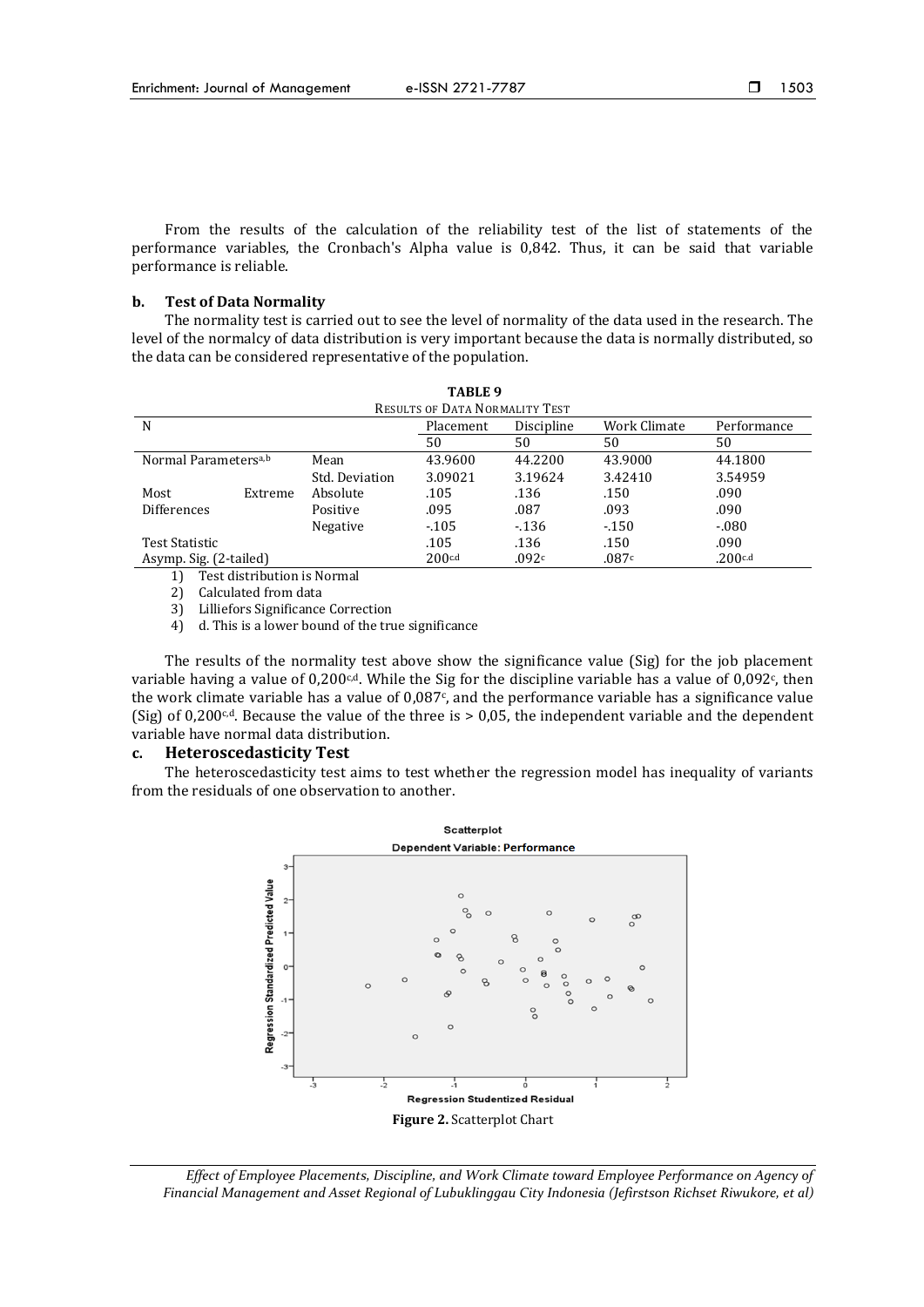From the results of the calculation of the reliability test of the list of statements of the performance variables, the Cronbach's Alpha value is 0,842. Thus, it can be said that variable performance is reliable.

**b. Test of Data Normality**

The normality test is carried out to see the level of normality of the data used in the research. The level of the normalcy of data distribution is very important because the data is normally distributed, so the data can be considered representative of the population.

**TABLE 9**
RESULTS OF DATA NORMALITY TEST

| N | | Placement | Discipline | Work Climate | Performance |
|---|---|---|---|---|---|
| | | 50 | 50 | 50 | 50 |
| Normal Parameters[a,b] | Mean | 43.9600 | 44.2200 | 43.9000 | 44.1800 |
| | Std. Deviation | 3.09021 | 3.19624 | 3.42410 | 3.54959 |
| Most Extreme Differences | Absolute | .105 | .136 | .150 | .090 |
| | Positive | .095 | .087 | .093 | .090 |
| | Negative | -.105 | -.136 | -.150 | -.080 |
| Test Statistic | | .105 | .136 | .150 | .090 |
| Asymp. Sig. (2-tailed) | | 200[c,d] | .092[c] | .087[c] | .200[c,d] |

1) Test distribution is Normal
2) Calculated from data
3) Lilliefors Significance Correction
4) d. This is a lower bound of the true significance

The results of the normality test above show the significance value (Sig) for the job placement variable having a value of 0,200[c,d]. While the Sig for the discipline variable has a value of 0,092[c], then the work climate variable has a value of 0,087[c], and the performance variable has a significance value (Sig) of 0,200[c,d]. Because the value of the three is > 0,05, the independent variable and the dependent variable have normal data distribution.

**c. Heteroscedasticity Test**

The heteroscedasticity test aims to test whether the regression model has inequality of variants from the residuals of one observation to another.

Scatterplot
Dependent Variable: Performance
Regression Standardized Predicted Value
Regression Studentized Residual
3
2
1
0
-1
-2
-3
-3 -2 -1 0 1 2

**Figure 2.** Scatterplot Chart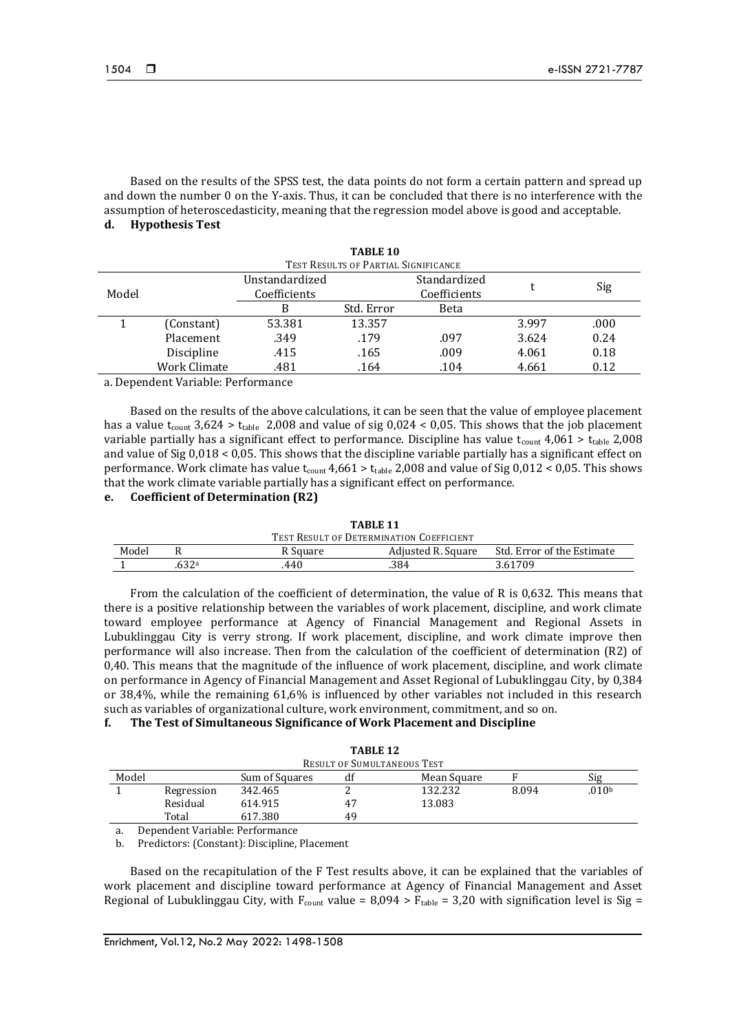Based on the results of the SPSS test, the data points do not form a certain pattern and spread up and down the number 0 on the Y-axis. Thus, it can be concluded that there is no interference with the assumption of heteroscedasticity, meaning that the regression model above is good and acceptable.

**d. Hypothesis Test**

**TABLE 10**
TEST RESULTS OF PARTIAL SIGNIFICANCE

| Model | | Unstandardized Coefficients | | Standardized Coefficients | t | Sig |
|---|---|---|---|---|---|---|
| | | B | Std. Error | Beta | | |
| 1 | (Constant) | 53.381 | 13.357 | | 3.997 | .000 |
| | Placement | .349 | .179 | .097 | 3.624 | 0.24 |
| | Discipline | .415 | .165 | .009 | 4.061 | 0.18 |
| | Work Climate | .481 | .164 | .104 | 4.661 | 0.12 |

a. Dependent Variable: Performance

Based on the results of the above calculations, it can be seen that the value of employee placement has a value $t_{count}$ 3,624 > $t_{table}$ 2,008 and value of sig 0,024 < 0,05. This shows that the job placement variable partially has a significant effect to performance. Discipline has value $t_{count}$ 4,061 > $t_{table}$ 2,008 and value of Sig 0,018 < 0,05. This shows that the discipline variable partially has a significant effect on performance. Work climate has value $t_{count}$ 4,661 > $t_{table}$ 2,008 and value of Sig 0,012 < 0,05. This shows that the work climate variable partially has a significant effect on performance.

**e. Coefficient of Determination (R2)**

**TABLE 11**
TEST RESULT OF DETERMINATION COEFFICIENT

| Model | R | R Square | Adjusted R. Square | Std. Error of the Estimate |
|---|---|---|---|---|
| 1 | .632[a] | .440 | .384 | 3.61709 |

From the calculation of the coefficient of determination, the value of R is 0,632. This means that there is a positive relationship between the variables of work placement, discipline, and work climate toward employee performance at Agency of Financial Management and Regional Assets in Lubuklinggau City is verry strong. If work placement, discipline, and work climate improve then performance will also increase. Then from the calculation of the coefficient of determination (R2) of 0,40. This means that the magnitude of the influence of work placement, discipline, and work climate on performance in Agency of Financial Management and Asset Regional of Lubuklinggau City, by 0,384 or 38,4%, while the remaining 61,6% is influenced by other variables not included in this research such as variables of organizational culture, work environment, commitment, and so on.

**f. The Test of Simultaneous Significance of Work Placement and Discipline**

**TABLE 12**
RESULT OF SUMULTANEOUS TEST

| Model | | Sum of Squares | df | Mean Square | F | Sig |
|---|---|---|---|---|---|---|
| 1 | Regression | 342.465 | 2 | 132.232 | 8.094 | .010[b] |
| | Residual | 614.915 | 47 | 13.083 | | |
| | Total | 617.380 | 49 | | | |

a. Dependent Variable: Performance

b. Predictors: (Constant): Discipline, Placement

Based on the recapitulation of the F Test results above, it can be explained that the variables of work placement and discipline toward performance at Agency of Financial Management and Asset Regional of Lubuklinggau City, with $F_{count}$ value = 8,094 > $F_{table}$ = 3,20 with signification level is Sig =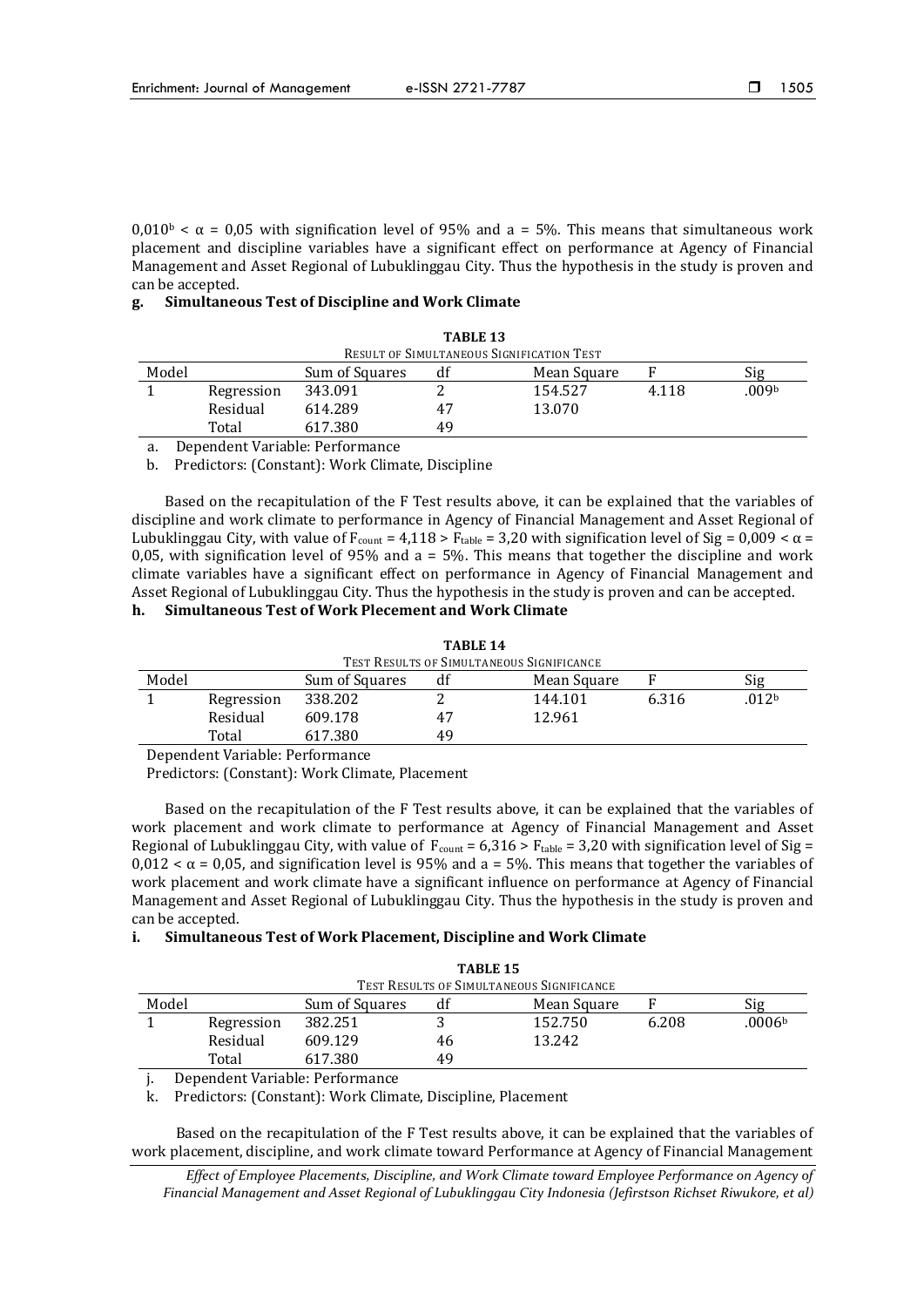$0{,}010^b < \alpha = 0{,}05$ with signification level of 95% and a = 5%. This means that simultaneous work placement and discipline variables have a significant effect on performance at Agency of Financial Management and Asset Regional of Lubuklinggau City. Thus the hypothesis in the study is proven and can be accepted.

**g. Simultaneous Test of Discipline and Work Climate**

**TABLE 13**
RESULT OF SIMULTANEOUS SIGNIFICATION TEST

| Model | | Sum of Squares | df | Mean Square | F | Sig |
|---|---|---|---|---|---|---|
| 1 | Regression | 343.091 | 2 | 154.527 | 4.118 | .009b |
| | Residual | 614.289 | 47 | 13.070 | | |
| | Total | 617.380 | 49 | | | |

a. Dependent Variable: Performance

b. Predictors: (Constant): Work Climate, Discipline

Based on the recapitulation of the F Test results above, it can be explained that the variables of discipline and work climate to performance in Agency of Financial Management and Asset Regional of Lubuklinggau City, with value of $F_{count} = 4{,}118 > F_{table} = 3{,}20$ with signification level of $Sig = 0{,}009 < \alpha = 0{,}05$, with signification level of 95% and a = 5%. This means that together the discipline and work climate variables have a significant effect on performance in Agency of Financial Management and Asset Regional of Lubuklinggau City. Thus the hypothesis in the study is proven and can be accepted.

**h. Simultaneous Test of Work Plecement and Work Climate**

**TABLE 14**
TEST RESULTS OF SIMULTANEOUS SIGNIFICANCE

| Model | | Sum of Squares | df | Mean Square | F | Sig |
|---|---|---|---|---|---|---|
| 1 | Regression | 338.202 | 2 | 144.101 | 6.316 | .012b |
| | Residual | 609.178 | 47 | 12.961 | | |
| | Total | 617.380 | 49 | | | |

Dependent Variable: Performance

Predictors: (Constant): Work Climate, Placement

Based on the recapitulation of the F Test results above, it can be explained that the variables of work placement and work climate to performance at Agency of Financial Management and Asset Regional of Lubuklinggau City, with value of $F_{count} = 6{,}316 > F_{table} = 3{,}20$ with signification level of $Sig = 0{,}012 < \alpha = 0{,}05$, and signification level is 95% and a = 5%. This means that together the variables of work placement and work climate have a significant influence on performance at Agency of Financial Management and Asset Regional of Lubuklinggau City. Thus the hypothesis in the study is proven and can be accepted.

**i. Simultaneous Test of Work Placement, Discipline and Work Climate**

**TABLE 15**
TEST RESULTS OF SIMULTANEOUS SIGNIFICANCE

| Model | | Sum of Squares | df | Mean Square | F | Sig |
|---|---|---|---|---|---|---|
| 1 | Regression | 382.251 | 3 | 152.750 | 6.208 | .0006b |
| | Residual | 609.129 | 46 | 13.242 | | |
| | Total | 617.380 | 49 | | | |

j. Dependent Variable: Performance

k. Predictors: (Constant): Work Climate, Discipline, Placement

Based on the recapitulation of the F Test results above, it can be explained that the variables of work placement, discipline, and work climate toward Performance at Agency of Financial Management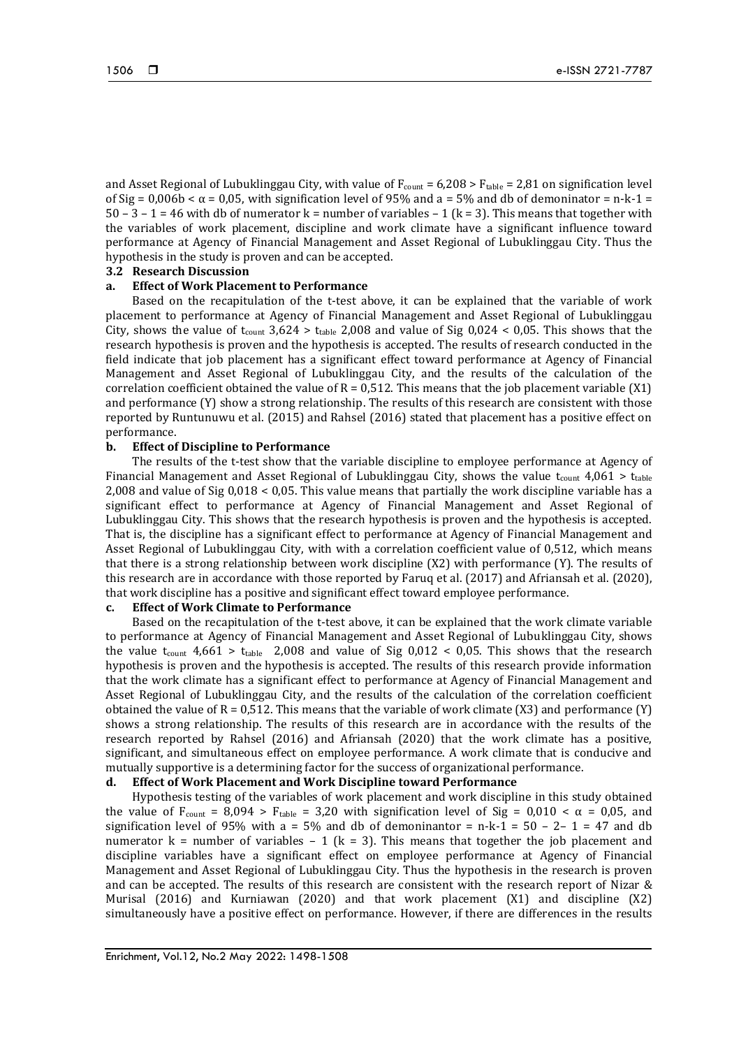and Asset Regional of Lubuklinggau City, with value of $F_{count}$ = 6,208 > $F_{table}$ = 2,81 on signification level of Sig = 0,006b < α = 0,05, with signification level of 95% and a = 5% and db of demoninator = n-k-1 = 50 – 3 – 1 = 46 with db of numerator k = number of variables – 1 (k = 3). This means that together with the variables of work placement, discipline and work climate have a significant influence toward performance at Agency of Financial Management and Asset Regional of Lubuklinggau City. Thus the hypothesis in the study is proven and can be accepted.

### 3.2 Research Discussion

#### a. Effect of Work Placement to Performance

Based on the recapitulation of the t-test above, it can be explained that the variable of work placement to performance at Agency of Financial Management and Asset Regional of Lubuklinggau City, shows the value of $t_{count}$ 3,624 > $t_{table}$ 2,008 and value of Sig 0,024 < 0,05. This shows that the research hypothesis is proven and the hypothesis is accepted. The results of research conducted in the field indicate that job placement has a significant effect toward performance at Agency of Financial Management and Asset Regional of Lubuklinggau City, and the results of the calculation of the correlation coefficient obtained the value of R = 0,512. This means that the job placement variable (X1) and performance (Y) show a strong relationship. The results of this research are consistent with those reported by Runtunuwu et al. (2015) and Rahsel (2016) stated that placement has a positive effect on performance.

#### b. Effect of Discipline to Performance

The results of the t-test show that the variable discipline to employee performance at Agency of Financial Management and Asset Regional of Lubuklinggau City, shows the value $t_{count}$ 4,061 > $t_{table}$ 2,008 and value of Sig 0,018 < 0,05. This value means that partially the work discipline variable has a significant effect to performance at Agency of Financial Management and Asset Regional of Lubuklinggau City. This shows that the research hypothesis is proven and the hypothesis is accepted. That is, the discipline has a significant effect to performance at Agency of Financial Management and Asset Regional of Lubuklinggau City, with with a correlation coefficient value of 0,512, which means that there is a strong relationship between work discipline (X2) with performance (Y). The results of this research are in accordance with those reported by Faruq et al. (2017) and Afriansah et al. (2020), that work discipline has a positive and significant effect toward employee performance.

#### c. Effect of Work Climate to Performance

Based on the recapitulation of the t-test above, it can be explained that the work climate variable to performance at Agency of Financial Management and Asset Regional of Lubuklinggau City, shows the value $t_{count}$ 4,661 > $t_{table}$ 2,008 and value of Sig 0,012 < 0,05. This shows that the research hypothesis is proven and the hypothesis is accepted. The results of this research provide information that the work climate has a significant effect to performance at Agency of Financial Management and Asset Regional of Lubuklinggau City, and the results of the calculation of the correlation coefficient obtained the value of R = 0,512. This means that the variable of work climate (X3) and performance (Y) shows a strong relationship. The results of this research are in accordance with the results of the research reported by Rahsel (2016) and Afriansah (2020) that the work climate has a positive, significant, and simultaneous effect on employee performance. A work climate that is conducive and mutually supportive is a determining factor for the success of organizational performance.

#### d. Effect of Work Placement and Work Discipline toward Performance

Hypothesis testing of the variables of work placement and work discipline in this study obtained the value of $F_{count}$ = 8,094 > $F_{table}$ = 3,20 with signification level of Sig = 0,010 < α = 0,05, and signification level of 95% with a = 5% and db of demoninantor = n-k-1 = 50 – 2– 1 = 47 and db numerator k = number of variables – 1 (k = 3). This means that together the job placement and discipline variables have a significant effect on employee performance at Agency of Financial Management and Asset Regional of Lubuklinggau City. Thus the hypothesis in the research is proven and can be accepted. The results of this research are consistent with the research report of Nizar & Murisal (2016) and Kurniawan (2020) and that work placement (X1) and discipline (X2) simultaneously have a positive effect on performance. However, if there are differences in the results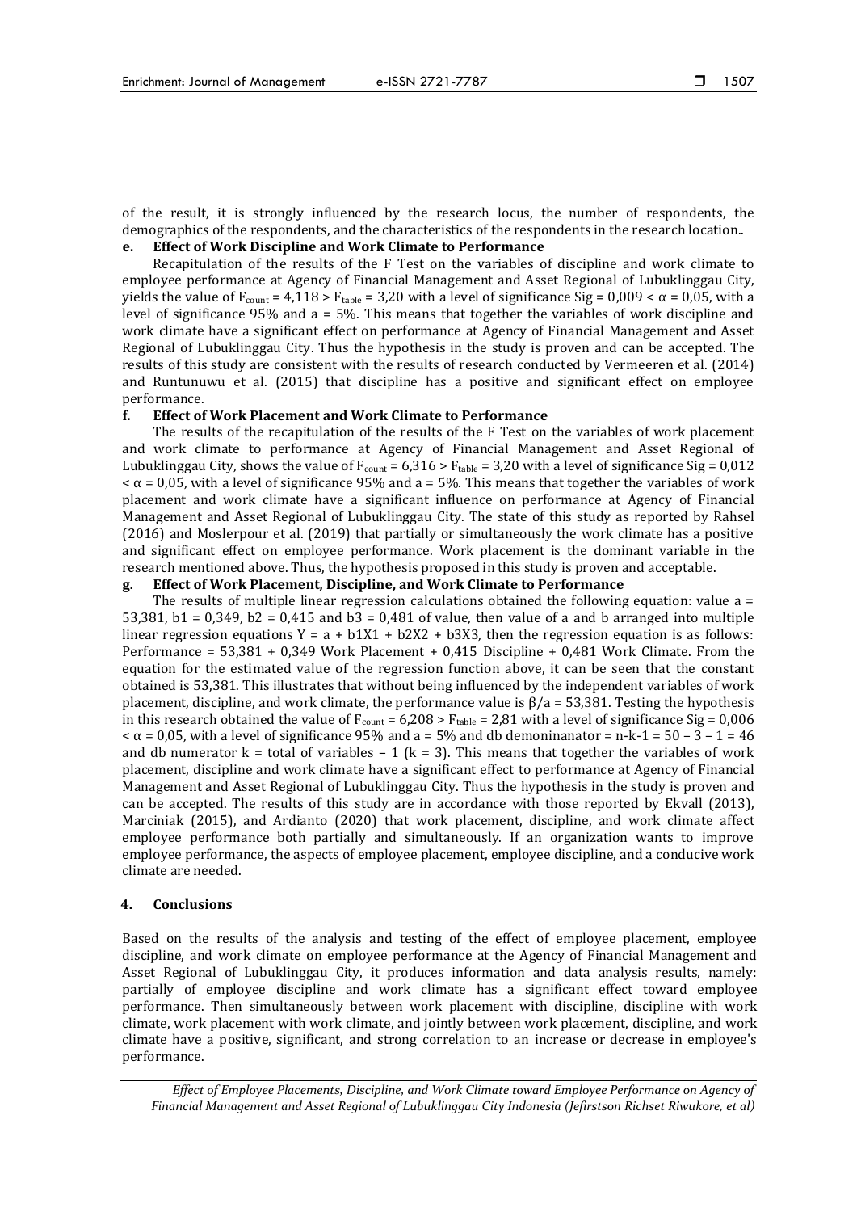of the result, it is strongly influenced by the research locus, the number of respondents, the demographics of the respondents, and the characteristics of the respondents in the research location..

**e. Effect of Work Discipline and Work Climate to Performance**

Recapitulation of the results of the F Test on the variables of discipline and work climate to employee performance at Agency of Financial Management and Asset Regional of Lubuklinggau City, yields the value of $F_{count}$ = 4,118 > $F_{table}$ = 3,20 with a level of significance Sig = 0,009 < $\alpha$ = 0,05, with a level of significance 95% and a = 5%. This means that together the variables of work discipline and work climate have a significant effect on performance at Agency of Financial Management and Asset Regional of Lubuklinggau City. Thus the hypothesis in the study is proven and can be accepted. The results of this study are consistent with the results of research conducted by Vermeeren et al. (2014) and Runtunuwu et al. (2015) that discipline has a positive and significant effect on employee performance.

**f. Effect of Work Placement and Work Climate to Performance**

The results of the recapitulation of the results of the F Test on the variables of work placement and work climate to performance at Agency of Financial Management and Asset Regional of Lubuklinggau City, shows the value of $F_{count}$ = 6,316 > $F_{table}$ = 3,20 with a level of significance Sig = 0,012 < $\alpha$ = 0,05, with a level of significance 95% and a = 5%. This means that together the variables of work placement and work climate have a significant influence on performance at Agency of Financial Management and Asset Regional of Lubuklinggau City. The state of this study as reported by Rahsel (2016) and Moslerpour et al. (2019) that partially or simultaneously the work climate has a positive and significant effect on employee performance. Work placement is the dominant variable in the research mentioned above. Thus, the hypothesis proposed in this study is proven and acceptable.

**g. Effect of Work Placement, Discipline, and Work Climate to Performance**

The results of multiple linear regression calculations obtained the following equation: value a = 53,381, b1 = 0,349, b2 = 0,415 and b3 = 0,481 of value, then value of a and b arranged into multiple linear regression equations $Y = a + b1X1 + b2X2 + b3X3$, then the regression equation is as follows: Performance = 53,381 + 0,349 Work Placement + 0,415 Discipline + 0,481 Work Climate. From the equation for the estimated value of the regression function above, it can be seen that the constant obtained is 53,381. This illustrates that without being influenced by the independent variables of work placement, discipline, and work climate, the performance value is $\beta$/a = 53,381. Testing the hypothesis in this research obtained the value of $F_{count}$ = 6,208 > $F_{table}$ = 2,81 with a level of significance Sig = 0,006 < $\alpha$ = 0,05, with a level of significance 95% and a = 5% and db demoninanator = n-k-1 = 50 – 3 – 1 = 46 and db numerator k = total of variables – 1 (k = 3). This means that together the variables of work placement, discipline and work climate have a significant effect to performance at Agency of Financial Management and Asset Regional of Lubuklinggau City. Thus the hypothesis in the study is proven and can be accepted. The results of this study are in accordance with those reported by Ekvall (2013), Marciniak (2015), and Ardianto (2020) that work placement, discipline, and work climate affect employee performance both partially and simultaneously. If an organization wants to improve employee performance, the aspects of employee placement, employee discipline, and a conducive work climate are needed.

## 4. Conclusions

Based on the results of the analysis and testing of the effect of employee placement, employee discipline, and work climate on employee performance at the Agency of Financial Management and Asset Regional of Lubuklinggau City, it produces information and data analysis results, namely: partially of employee discipline and work climate has a significant effect toward employee performance. Then simultaneously between work placement with discipline, discipline with work climate, work placement with work climate, and jointly between work placement, discipline, and work climate have a positive, significant, and strong correlation to an increase or decrease in employee's performance.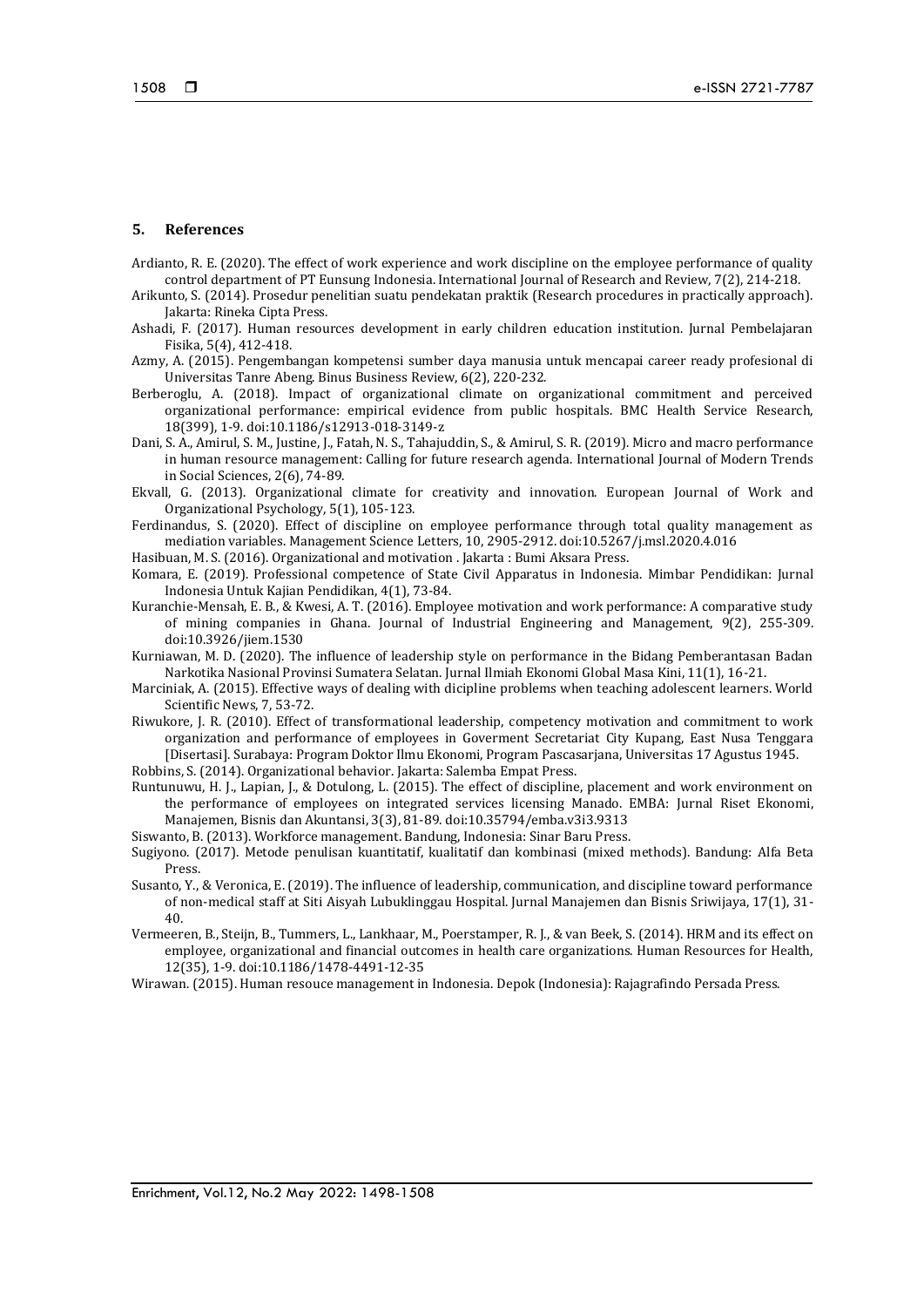## 5. References

Ardianto, R. E. (2020). The effect of work experience and work discipline on the employee performance of quality control department of PT Eunsung Indonesia. International Journal of Research and Review, 7(2), 214-218.

Arikunto, S. (2014). Prosedur penelitian suatu pendekatan praktik (Research procedures in practically approach). Jakarta: Rineka Cipta Press.

Ashadi, F. (2017). Human resources development in early children education institution. Jurnal Pembelajaran Fisika, 5(4), 412-418.

Azmy, A. (2015). Pengembangan kompetensi sumber daya manusia untuk mencapai career ready profesional di Universitas Tanre Abeng. Binus Business Review, 6(2), 220-232.

Berberoglu, A. (2018). Impact of organizational climate on organizational commitment and perceived organizational performance: empirical evidence from public hospitals. BMC Health Service Research, 18(399), 1-9. doi:10.1186/s12913-018-3149-z

Dani, S. A., Amirul, S. M., Justine, J., Fatah, N. S., Tahajuddin, S., & Amirul, S. R. (2019). Micro and macro performance in human resource management: Calling for future research agenda. International Journal of Modern Trends in Social Sciences, 2(6), 74-89.

Ekvall, G. (2013). Organizational climate for creativity and innovation. European Journal of Work and Organizational Psychology, 5(1), 105-123.

Ferdinandus, S. (2020). Effect of discipline on employee performance through total quality management as mediation variables. Management Science Letters, 10, 2905-2912. doi:10.5267/j.msl.2020.4.016

Hasibuan, M. S. (2016). Organizational and motivation . Jakarta : Bumi Aksara Press.

Komara, E. (2019). Professional competence of State Civil Apparatus in Indonesia. Mimbar Pendidikan: Jurnal Indonesia Untuk Kajian Pendidikan, 4(1), 73-84.

Kuranchie-Mensah, E. B., & Kwesi, A. T. (2016). Employee motivation and work performance: A comparative study of mining companies in Ghana. Journal of Industrial Engineering and Management, 9(2), 255-309. doi:10.3926/jiem.1530

Kurniawan, M. D. (2020). The influence of leadership style on performance in the Bidang Pemberantasan Badan Narkotika Nasional Provinsi Sumatera Selatan. Jurnal Ilmiah Ekonomi Global Masa Kini, 11(1), 16-21.

Marciniak, A. (2015). Effective ways of dealing with dicipline problems when teaching adolescent learners. World Scientific News, 7, 53-72.

Riwukore, J. R. (2010). Effect of transformational leadership, competency motivation and commitment to work organization and performance of employees in Goverment Secretariat City Kupang, East Nusa Tenggara [Disertasi]. Surabaya: Program Doktor Ilmu Ekonomi, Program Pascasarjana, Universitas 17 Agustus 1945.

Robbins, S. (2014). Organizational behavior. Jakarta: Salemba Empat Press.

Runtunuwu, H. J., Lapian, J., & Dotulong, L. (2015). The effect of discipline, placement and work environment on the performance of employees on integrated services licensing Manado. EMBA: Jurnal Riset Ekonomi, Manajemen, Bisnis dan Akuntansi, 3(3), 81-89. doi:10.35794/emba.v3i3.9313

Siswanto, B. (2013). Workforce management. Bandung, Indonesia: Sinar Baru Press.

Sugiyono. (2017). Metode penulisan kuantitatif, kualitatif dan kombinasi (mixed methods). Bandung: Alfa Beta Press.

Susanto, Y., & Veronica, E. (2019). The influence of leadership, communication, and discipline toward performance of non-medical staff at Siti Aisyah Lubuklinggau Hospital. Jurnal Manajemen dan Bisnis Sriwijaya, 17(1), 31-40.

Vermeeren, B., Steijn, B., Tummers, L., Lankhaar, M., Poerstamper, R. J., & van Beek, S. (2014). HRM and its effect on employee, organizational and financial outcomes in health care organizations. Human Resources for Health, 12(35), 1-9. doi:10.1186/1478-4491-12-35

Wirawan. (2015). Human resouce management in Indonesia. Depok (Indonesia): Rajagrafindo Persada Press.